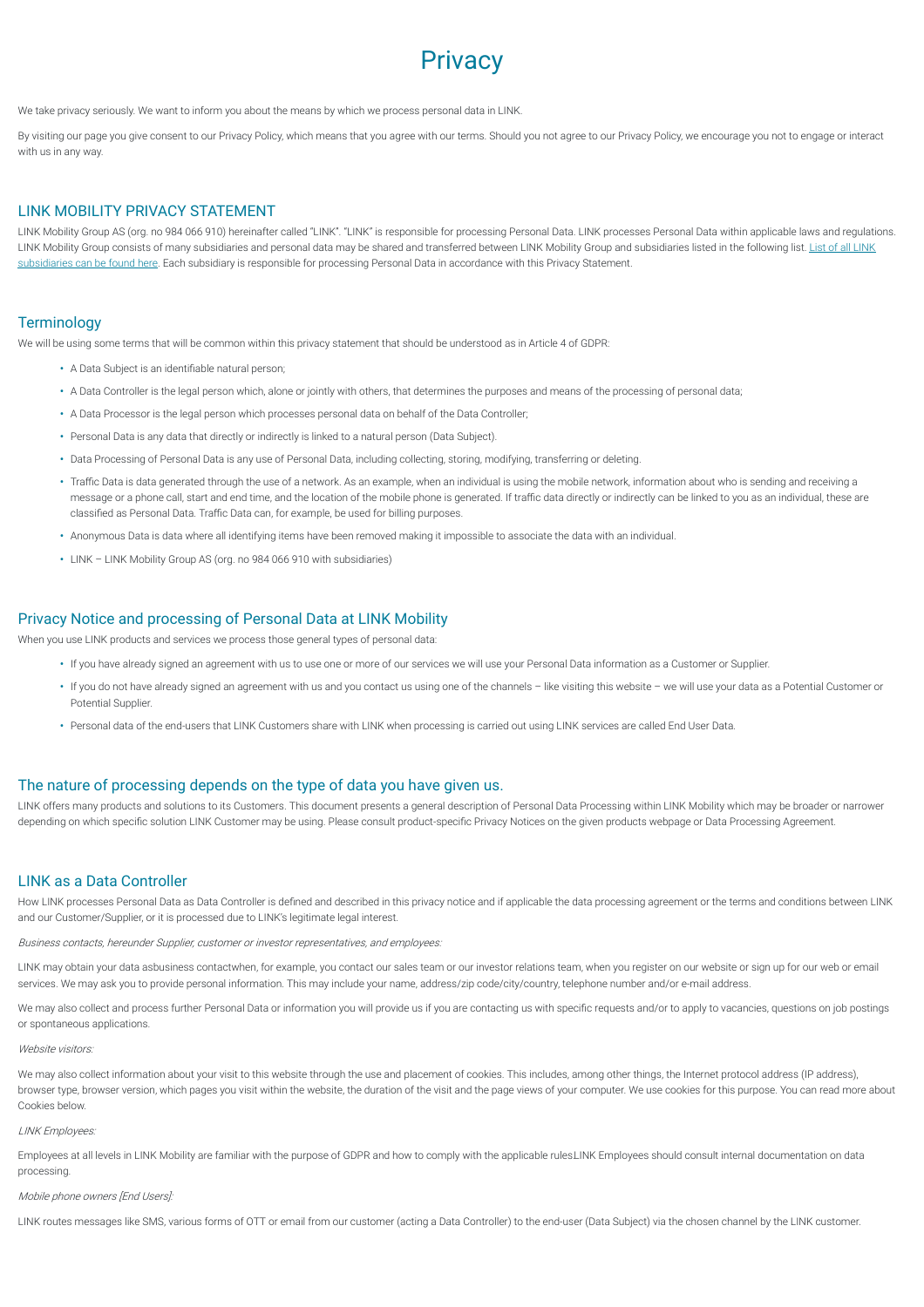# Privacy

We take privacy seriously. We want to inform you about the means by which we process personal data in LINK.

By visiting our page you give consent to our Privacy Policy, which means that you agree with our terms. Should you not agree to our Privacy Policy, we encourage you not to engage or interact with us in any way.

## LINK MOBILITY PRIVACY STATEMENT

LINK Mobility Group AS (org. no 984 066 910) hereinafter called "LINK". "LINK" is responsible for processing Personal Data. LINK processes Personal Data within applicable laws and regulations. LINK Mobility Group consists of many subsidiaries and personal data may be shared and transferred between LINK Mobility Group and subsidiaries listed in the following list. [List of all LINK subsidiaries can be found here]. Each subsidiary is responsible for processing Personal Data in accordance with this Privacy Statement.

## Terminology

We will be using some terms that will be common within this privacy statement that should be understood as in Article 4 of GDPR:

- A Data Subject is an identifiable natural person;
- A Data Controller is the legal person which, alone or jointly with others, that determines the purposes and means of the processing of personal data;
- A Data Processor is the legal person which processes personal data on behalf of the Data Controller;
- Personal Data is any data that directly or indirectly is linked to a natural person (Data Subject).
- Data Processing of Personal Data is any use of Personal Data, including collecting, storing, modifying, transferring or deleting.
- Traffic Data is data generated through the use of a network. As an example, when an individual is using the mobile network, information about who is sending and receiving a message or a phone call, start and end time, and the location of the mobile phone is generated. If traffic data directly or indirectly can be linked to you as an individual, these are classified as Personal Data. Traffic Data can, for example, be used for billing purposes.
- Anonymous Data is data where all identifying items have been removed making it impossible to associate the data with an individual.
- LINK – LINK Mobility Group AS (org. no 984 066 910 with subsidiaries)

## Privacy Notice and processing of Personal Data at LINK Mobility

When you use LINK products and services we process those general types of personal data:

- If you have already signed an agreement with us to use one or more of our services we will use your Personal Data information as a Customer or Supplier.
- If you do not have already signed an agreement with us and you contact us using one of the channels – like visiting this website – we will use your data as a Potential Customer or Potential Supplier.
- Personal data of the end-users that LINK Customers share with LINK when processing is carried out using LINK services are called End User Data.

## The nature of processing depends on the type of data you have given us.

LINK offers many products and solutions to its Customers. This document presents a general description of Personal Data Processing within LINK Mobility which may be broader or narrower depending on which specific solution LINK Customer may be using. Please consult product-specific Privacy Notices on the given products webpage or Data Processing Agreement.

## LINK as a Data Controller

How LINK processes Personal Data as Data Controller is defined and described in this privacy notice and if applicable the data processing agreement or the terms and conditions between LINK and our Customer/Supplier, or it is processed due to LINK's legitimate legal interest.

*Business contacts, hereunder Supplier, customer or investor representatives, and employees:*

LINK may obtain your data asbusiness contactwhen, for example, you contact our sales team or our investor relations team, when you register on our website or sign up for our web or email services. We may ask you to provide personal information. This may include your name, address/zip code/city/country, telephone number and/or e-mail address.

We may also collect and process further Personal Data or information you will provide us if you are contacting us with specific requests and/or to apply to vacancies, questions on job postings or spontaneous applications.

*Website visitors:*

We may also collect information about your visit to this website through the use and placement of cookies. This includes, among other things, the Internet protocol address (IP address), browser type, browser version, which pages you visit within the website, the duration of the visit and the page views of your computer. We use cookies for this purpose. You can read more about Cookies below.

*LINK Employees:*

Employees at all levels in LINK Mobility are familiar with the purpose of GDPR and how to comply with the applicable rules.LINK Employees should consult internal documentation on data processing.

*Mobile phone owners [End Users]:*

LINK routes messages like SMS, various forms of OTT or email from our customer (acting a Data Controller) to the end-user (Data Subject) via the chosen channel by the LINK customer.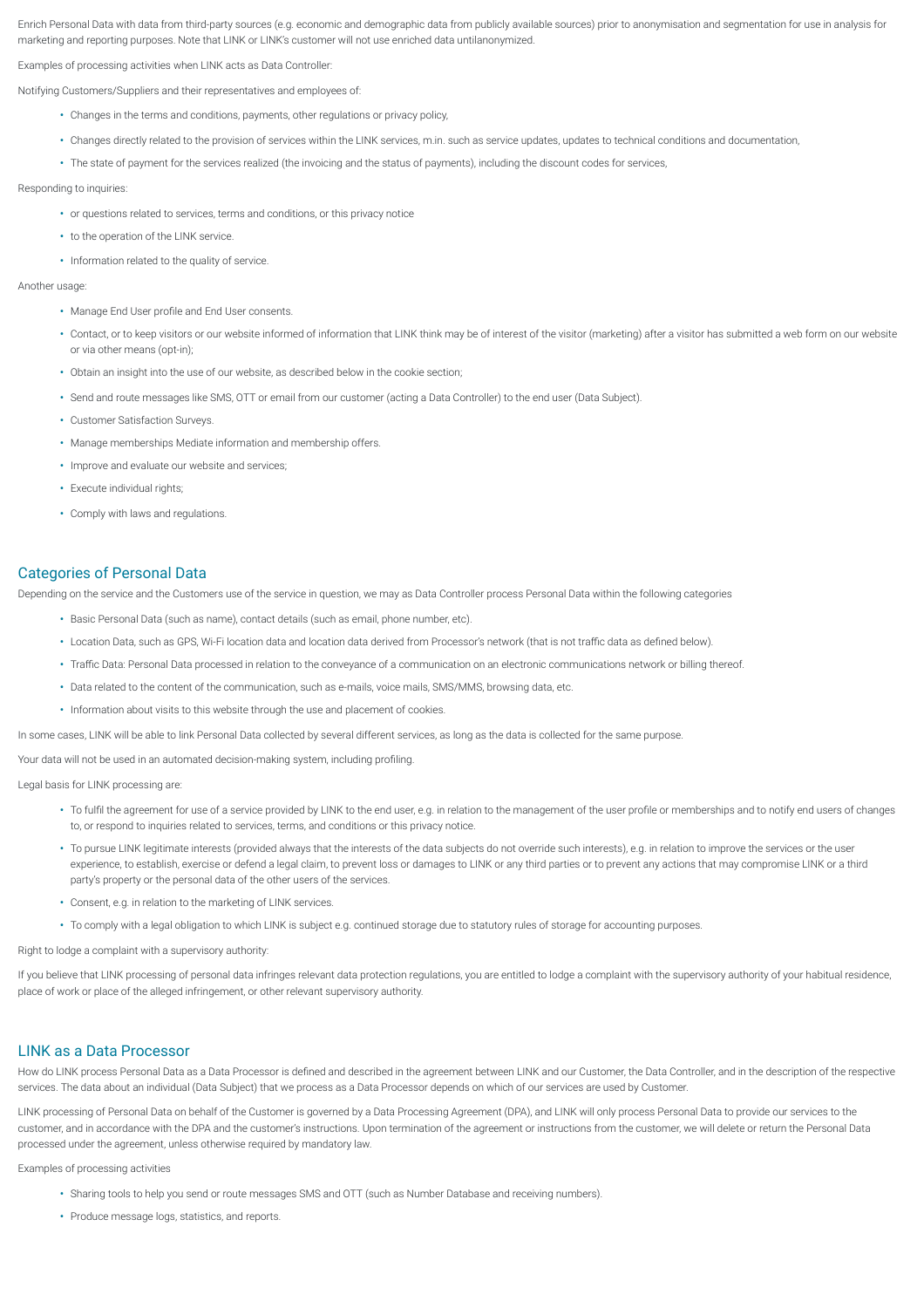Enrich Personal Data with data from third-party sources (e.g. economic and demographic data from publicly available sources) prior to anonymisation and segmentation for use in analysis for marketing and reporting purposes. Note that LINK or LINK's customer will not use enriched data untilanonymized.

Examples of processing activities when LINK acts as Data Controller:

Notifying Customers/Suppliers and their representatives and employees of:

- Changes in the terms and conditions, payments, other regulations or privacy policy,
- Changes directly related to the provision of services within the LINK services, m.in. such as service updates, updates to technical conditions and documentation,
- The state of payment for the services realized (the invoicing and the status of payments), including the discount codes for services,

Responding to inquiries:

- or questions related to services, terms and conditions, or this privacy notice
- to the operation of the LINK service.
- Information related to the quality of service.

Another usage:

- Manage End User profile and End User consents.
- Contact, or to keep visitors or our website informed of information that LINK think may be of interest of the visitor (marketing) after a visitor has submitted a web form on our website or via other means (opt-in);
- Obtain an insight into the use of our website, as described below in the cookie section;
- Send and route messages like SMS, OTT or email from our customer (acting a Data Controller) to the end user (Data Subject).
- Customer Satisfaction Surveys.
- Manage memberships Mediate information and membership offers.
- Improve and evaluate our website and services;
- Execute individual rights;
- Comply with laws and regulations.

## Categories of Personal Data

Depending on the service and the Customers use of the service in question, we may as Data Controller process Personal Data within the following categories

- Basic Personal Data (such as name), contact details (such as email, phone number, etc).
- Location Data, such as GPS, Wi-Fi location data and location data derived from Processor's network (that is not traffic data as defined below).
- Traffic Data: Personal Data processed in relation to the conveyance of a communication on an electronic communications network or billing thereof.
- Data related to the content of the communication, such as e-mails, voice mails, SMS/MMS, browsing data, etc.
- Information about visits to this website through the use and placement of cookies.

In some cases, LINK will be able to link Personal Data collected by several different services, as long as the data is collected for the same purpose.

Your data will not be used in an automated decision-making system, including profiling.

Legal basis for LINK processing are:

- To fulfil the agreement for use of a service provided by LINK to the end user, e.g. in relation to the management of the user profile or memberships and to notify end users of changes to, or respond to inquiries related to services, terms, and conditions or this privacy notice.
- To pursue LINK legitimate interests (provided always that the interests of the data subjects do not override such interests), e.g. in relation to improve the services or the user experience, to establish, exercise or defend a legal claim, to prevent loss or damages to LINK or any third parties or to prevent any actions that may compromise LINK or a third party's property or the personal data of the other users of the services.
- Consent, e.g. in relation to the marketing of LINK services.
- To comply with a legal obligation to which LINK is subject e.g. continued storage due to statutory rules of storage for accounting purposes.

Right to lodge a complaint with a supervisory authority:

If you believe that LINK processing of personal data infringes relevant data protection regulations, you are entitled to lodge a complaint with the supervisory authority of your habitual residence, place of work or place of the alleged infringement, or other relevant supervisory authority.

## LINK as a Data Processor

How do LINK process Personal Data as a Data Processor is defined and described in the agreement between LINK and our Customer, the Data Controller, and in the description of the respective services. The data about an individual (Data Subject) that we process as a Data Processor depends on which of our services are used by Customer.

LINK processing of Personal Data on behalf of the Customer is governed by a Data Processing Agreement (DPA), and LINK will only process Personal Data to provide our services to the customer, and in accordance with the DPA and the customer's instructions. Upon termination of the agreement or instructions from the customer, we will delete or return the Personal Data processed under the agreement, unless otherwise required by mandatory law.

Examples of processing activities

- Sharing tools to help you send or route messages SMS and OTT (such as Number Database and receiving numbers).
- Produce message logs, statistics, and reports.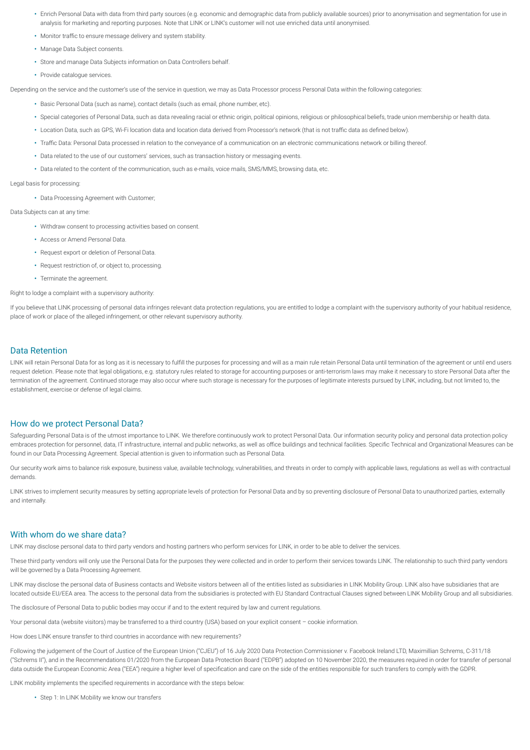- Enrich Personal Data with data from third party sources (e.g. economic and demographic data from publicly available sources) prior to anonymisation and segmentation for use in analysis for marketing and reporting purposes. Note that LINK or LINK's customer will not use enriched data until anonymised.
- Monitor traffic to ensure message delivery and system stability.
- Manage Data Subject consents.
- Store and manage Data Subjects information on Data Controllers behalf.
- Provide catalogue services.

Depending on the service and the customer's use of the service in question, we may as Data Processor process Personal Data within the following categories:

- Basic Personal Data (such as name), contact details (such as email, phone number, etc).
- Special categories of Personal Data, such as data revealing racial or ethnic origin, political opinions, religious or philosophical beliefs, trade union membership or health data.
- Location Data, such as GPS, Wi-Fi location data and location data derived from Processor's network (that is not traffic data as defined below).
- Traffic Data: Personal Data processed in relation to the conveyance of a communication on an electronic communications network or billing thereof.
- Data related to the use of our customers' services, such as transaction history or messaging events.
- Data related to the content of the communication, such as e-mails, voice mails, SMS/MMS, browsing data, etc.

Legal basis for processing:

- Data Processing Agreement with Customer;

Data Subjects can at any time:

- Withdraw consent to processing activities based on consent.
- Access or Amend Personal Data.
- Request export or deletion of Personal Data.
- Request restriction of, or object to, processing.
- Terminate the agreement.

Right to lodge a complaint with a supervisory authority:

If you believe that LINK processing of personal data infringes relevant data protection regulations, you are entitled to lodge a complaint with the supervisory authority of your habitual residence, place of work or place of the alleged infringement, or other relevant supervisory authority.

## Data Retention

LINK will retain Personal Data for as long as it is necessary to fulfill the purposes for processing and will as a main rule retain Personal Data until termination of the agreement or until end users request deletion. Please note that legal obligations, e.g. statutory rules related to storage for accounting purposes or anti-terrorism laws may make it necessary to store Personal Data after the termination of the agreement. Continued storage may also occur where such storage is necessary for the purposes of legitimate interests pursued by LINK, including, but not limited to, the establishment, exercise or defense of legal claims.

## How do we protect Personal Data?

Safeguarding Personal Data is of the utmost importance to LINK. We therefore continuously work to protect Personal Data. Our information security policy and personal data protection policy embraces protection for personnel, data, IT infrastructure, internal and public networks, as well as office buildings and technical facilities. Specific Technical and Organizational Measures can be found in our Data Processing Agreement. Special attention is given to information such as Personal Data.

Our security work aims to balance risk exposure, business value, available technology, vulnerabilities, and threats in order to comply with applicable laws, regulations as well as with contractual demands.

LINK strives to implement security measures by setting appropriate levels of protection for Personal Data and by so preventing disclosure of Personal Data to unauthorized parties, externally and internally.

## With whom do we share data?

LINK may disclose personal data to third party vendors and hosting partners who perform services for LINK, in order to be able to deliver the services.

These third party vendors will only use the Personal Data for the purposes they were collected and in order to perform their services towards LINK. The relationship to such third party vendors will be governed by a Data Processing Agreement.

LINK may disclose the personal data of Business contacts and Website visitors between all of the entities listed as subsidiaries in LINK Mobility Group. LINK also have subsidiaries that are located outside EU/EEA area. The access to the personal data from the subsidiaries is protected with EU Standard Contractual Clauses signed between LINK Mobility Group and all subsidiaries.

The disclosure of Personal Data to public bodies may occur if and to the extent required by law and current regulations.

Your personal data (website visitors) may be transferred to a third country (USA) based on your explicit consent – cookie information.

How does LINK ensure transfer to third countries in accordance with new requirements?

Following the judgement of the Court of Justice of the European Union ("CJEU") of 16 July 2020 Data Protection Commissioner v. Facebook Ireland LTD, Maximillian Schrems, C-311/18 ("Schrems II"), and in the Recommendations 01/2020 from the European Data Protection Board ("EDPB") adopted on 10 November 2020, the measures required in order for transfer of personal data outside the European Economic Area ("EEA") require a higher level of specification and care on the side of the entities responsible for such transfers to comply with the GDPR.

LINK mobility implements the specified requirements in accordance with the steps below:

- Step 1: In LINK Mobility we know our transfers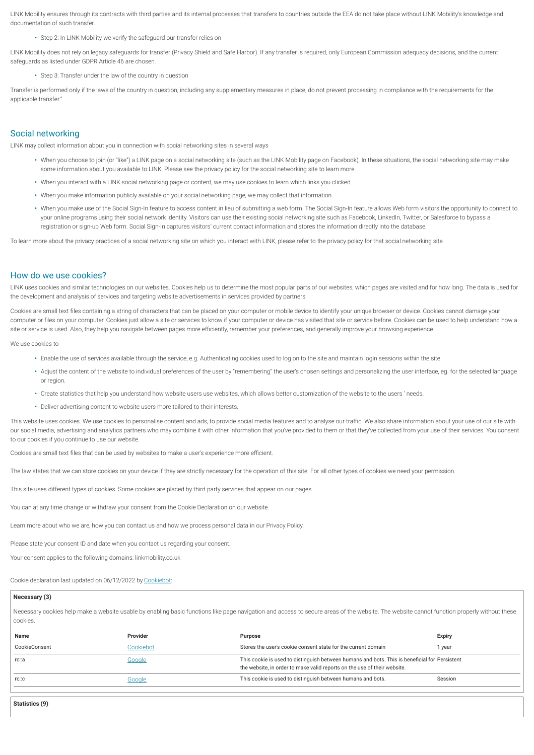LINK Mobility ensures through its contracts with third parties and its internal processes that transfers to countries outside the EEA do not take place without LINK Mobility's knowledge and documentation of such transfer.

- Step 2: In LINK Mobility we verify the safeguard our transfer relies on

LINK Mobility does not rely on legacy safeguards for transfer (Privacy Shield and Safe Harbor). If any transfer is required, only European Commission adequacy decisions, and the current safeguards as listed under GDPR Article 46 are chosen.

- Step 3: Transfer under the law of the country in question

Transfer is performed only if the laws of the country in question, including any supplementary measures in place, do not prevent processing in compliance with the requirements for the applicable transfer."

## Social networking

LINK may collect information about you in connection with social networking sites in several ways

- When you choose to join (or "like") a LINK page on a social networking site (such as the LINK Mobility page on Facebook). In these situations, the social networking site may make some information about you available to LINK. Please see the privacy policy for the social networking site to learn more.
- When you interact with a LINK social networking page or content, we may use cookies to learn which links you clicked.
- When you make information publicly available on your social networking page, we may collect that information.
- When you make use of the Social Sign-In feature to access content in lieu of submitting a web form. The Social Sign-In feature allows Web form visitors the opportunity to connect to your online programs using their social network identity. Visitors can use their existing social networking site such as Facebook, LinkedIn, Twitter, or Salesforce to bypass a registration or sign-up Web form. Social Sign-In captures visitors' current contact information and stores the information directly into the database.

To learn more about the privacy practices of a social networking site on which you interact with LINK, please refer to the privacy policy for that social networking site.

## How do we use cookies?

LINK uses cookies and similar technologies on our websites. Cookies help us to determine the most popular parts of our websites, which pages are visited and for how long. The data is used for the development and analysis of services and targeting website advertisements in services provided by partners.

Cookies are small text files containing a string of characters that can be placed on your computer or mobile device to identify your unique browser or device. Cookies cannot damage your computer or files on your computer. Cookies just allow a site or services to know if your computer or device has visited that site or service before. Cookies can be used to help understand how a site or service is used. Also, they help you navigate between pages more efficiently, remember your preferences, and generally improve your browsing experience.

We use cookies to

- Enable the use of services available through the service, e.g. Authenticating cookies used to log on to the site and maintain login sessions within the site.
- Adjust the content of the website to individual preferences of the user by "remembering" the user's chosen settings and personalizing the user interface, eg. for the selected language or region.
- Create statistics that help you understand how website users use websites, which allows better customization of the website to the users ' needs.
- Deliver advertising content to website users more tailored to their interests.

This website uses cookies. We use cookies to personalise content and ads, to provide social media features and to analyse our traffic. We also share information about your use of our site with our social media, advertising and analytics partners who may combine it with other information that you've provided to them or that they've collected from your use of their services. You consent to our cookies if you continue to use our website.

Cookies are small text files that can be used by websites to make a user's experience more efficient.

The law states that we can store cookies on your device if they are strictly necessary for the operation of this site. For all other types of cookies we need your permission.

This site uses different types of cookies. Some cookies are placed by third party services that appear on our pages.

You can at any time change or withdraw your consent from the Cookie Declaration on our website.

Learn more about who we are, how you can contact us and how we process personal data in our Privacy Policy.

Please state your consent ID and date when you contact us regarding your consent.

Your consent applies to the following domains: linkmobility.co.uk

Cookie declaration last updated on 06/12/2022 by Cookiebot:

**Necessary (3)**

Necessary cookies help make a website usable by enabling basic functions like page navigation and access to secure areas of the website. The website cannot function properly without these cookies.

| Name | Provider | Purpose | Expiry |
|---|---|---|---|
| CookieConsent | Cookiebot | Stores the user's cookie consent state for the current domain | 1 year |
| rc::a | Google | This cookie is used to distinguish between humans and bots. This is beneficial for the website, in order to make valid reports on the use of their website. | Persistent |
| rc::c | Google | This cookie is used to distinguish between humans and bots. | Session |

**Statistics (9)**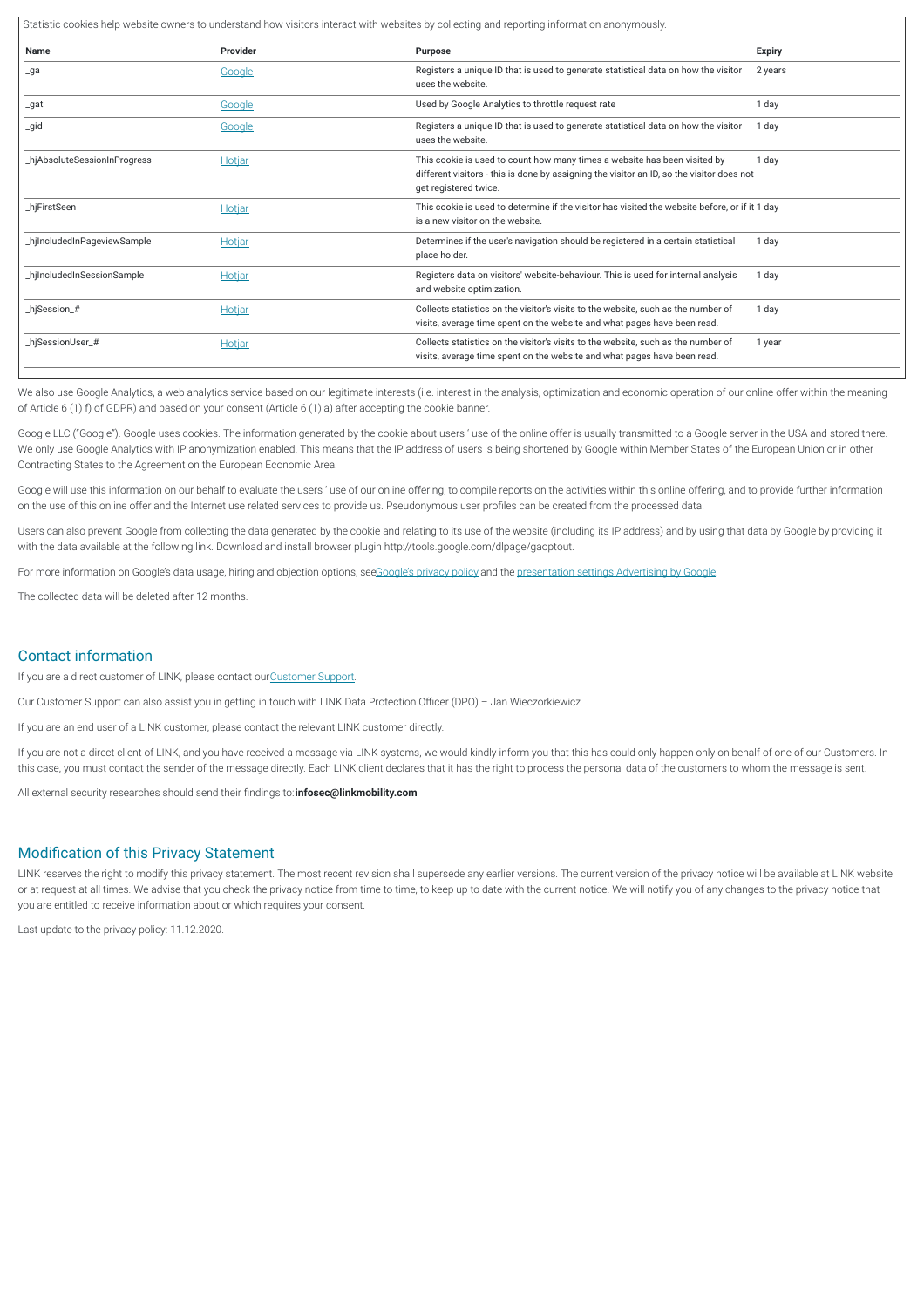Statistic cookies help website owners to understand how visitors interact with websites by collecting and reporting information anonymously.

| Name | Provider | Purpose | Expiry |
|---|---|---|---|
| _ga | Google | Registers a unique ID that is used to generate statistical data on how the visitor uses the website. | 2 years |
| _gat | Google | Used by Google Analytics to throttle request rate | 1 day |
| _gid | Google | Registers a unique ID that is used to generate statistical data on how the visitor uses the website. | 1 day |
| _hjAbsoluteSessionInProgress | Hotjar | This cookie is used to count how many times a website has been visited by different visitors - this is done by assigning the visitor an ID, so the visitor does not get registered twice. | 1 day |
| _hjFirstSeen | Hotjar | This cookie is used to determine if the visitor has visited the website before, or if it is a new visitor on the website. | 1 day |
| _hjIncludedInPageviewSample | Hotjar | Determines if the user's navigation should be registered in a certain statistical place holder. | 1 day |
| _hjIncludedInSessionSample | Hotjar | Registers data on visitors' website-behaviour. This is used for internal analysis and website optimization. | 1 day |
| _hjSession_# | Hotjar | Collects statistics on the visitor's visits to the website, such as the number of visits, average time spent on the website and what pages have been read. | 1 day |
| _hjSessionUser_# | Hotjar | Collects statistics on the visitor's visits to the website, such as the number of visits, average time spent on the website and what pages have been read. | 1 year |

We also use Google Analytics, a web analytics service based on our legitimate interests (i.e. interest in the analysis, optimization and economic operation of our online offer within the meaning of Article 6 (1) f) of GDPR) and based on your consent (Article 6 (1) a) after accepting the cookie banner.

Google LLC ("Google"). Google uses cookies. The information generated by the cookie about users ' use of the online offer is usually transmitted to a Google server in the USA and stored there. We only use Google Analytics with IP anonymization enabled. This means that the IP address of users is being shortened by Google within Member States of the European Union or in other Contracting States to the Agreement on the European Economic Area.

Google will use this information on our behalf to evaluate the users ' use of our online offering, to compile reports on the activities within this online offering, and to provide further information on the use of this online offer and the Internet use related services to provide us. Pseudonymous user profiles can be created from the processed data.

Users can also prevent Google from collecting the data generated by the cookie and relating to its use of the website (including its IP address) and by using that data by Google by providing it with the data available at the following link. Download and install browser plugin http://tools.google.com/dlpage/gaoptout.

For more information on Google's data usage, hiring and objection options, seeGoogle's privacy policy and the presentation settings Advertising by Google.

The collected data will be deleted after 12 months.

## Contact information

If you are a direct customer of LINK, please contact ourCustomer Support.

Our Customer Support can also assist you in getting in touch with LINK Data Protection Officer (DPO) – Jan Wieczorkiewicz.

If you are an end user of a LINK customer, please contact the relevant LINK customer directly.

If you are not a direct client of LINK, and you have received a message via LINK systems, we would kindly inform you that this has could only happen only on behalf of one of our Customers. In this case, you must contact the sender of the message directly. Each LINK client declares that it has the right to process the personal data of the customers to whom the message is sent.

All external security researches should send their findings to:**infosec@linkmobility.com**

## Modification of this Privacy Statement

LINK reserves the right to modify this privacy statement. The most recent revision shall supersede any earlier versions. The current version of the privacy notice will be available at LINK website or at request at all times. We advise that you check the privacy notice from time to time, to keep up to date with the current notice. We will notify you of any changes to the privacy notice that you are entitled to receive information about or which requires your consent.

Last update to the privacy policy: 11.12.2020.